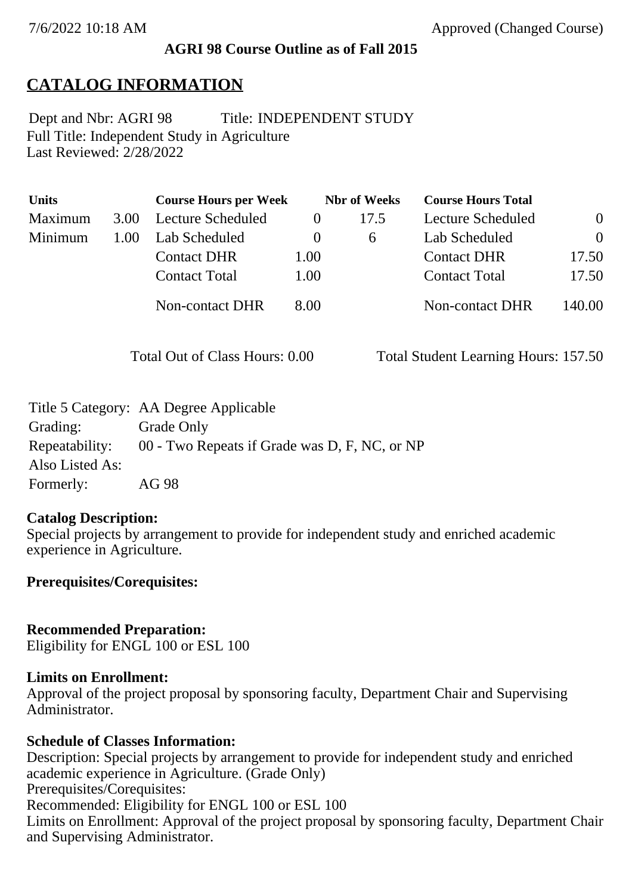7/6/2022 10:18 AM Approved (Changed Course)

**AGRI 98 Course Outline as of Fall 2015**

# CATALOG INFORMATION

Dept and Nbr: AGRI 98 Title: INDEPENDENT STUDY
Full Title: Independent Study in Agriculture
Last Reviewed: 2/28/2022

| Units | | Course Hours per Week | | Nbr of Weeks | Course Hours Total | |
|---|---|---|---|---|---|---|
| Maximum | 3.00 | Lecture Scheduled | 0 | 17.5 | Lecture Scheduled | 0 |
| Minimum | 1.00 | Lab Scheduled | 0 | 6 | Lab Scheduled | 0 |
| | | Contact DHR | 1.00 | | Contact DHR | 17.50 |
| | | Contact Total | 1.00 | | Contact Total | 17.50 |
| | | Non-contact DHR | 8.00 | | Non-contact DHR | 140.00 |

Total Out of Class Hours: 0.00 Total Student Learning Hours: 157.50

Title 5 Category: AA Degree Applicable
Grading: Grade Only
Repeatability: 00 - Two Repeats if Grade was D, F, NC, or NP
Also Listed As:
Formerly: AG 98

**Catalog Description:**
Special projects by arrangement to provide for independent study and enriched academic experience in Agriculture.

**Prerequisites/Corequisites:**

**Recommended Preparation:**
Eligibility for ENGL 100 or ESL 100

**Limits on Enrollment:**
Approval of the project proposal by sponsoring faculty, Department Chair and Supervising Administrator.

**Schedule of Classes Information:**
Description: Special projects by arrangement to provide for independent study and enriched academic experience in Agriculture. (Grade Only)
Prerequisites/Corequisites:
Recommended: Eligibility for ENGL 100 or ESL 100
Limits on Enrollment: Approval of the project proposal by sponsoring faculty, Department Chair and Supervising Administrator.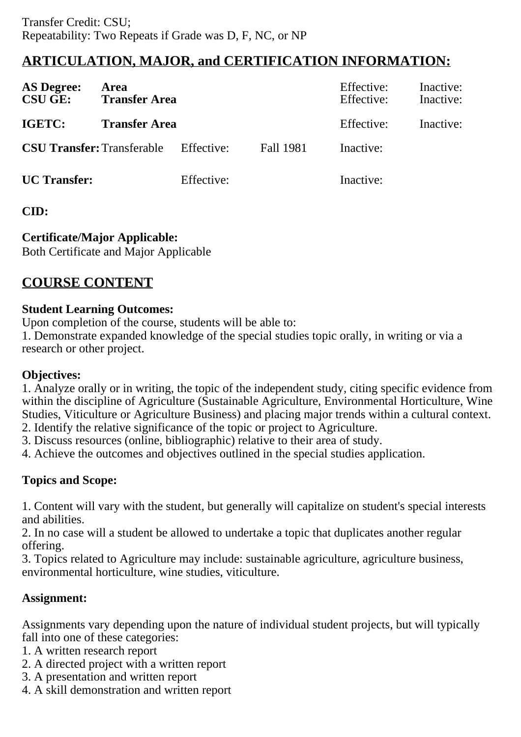Transfer Credit: CSU;
Repeatability: Two Repeats if Grade was D, F, NC, or NP

## ARTICULATION, MAJOR, and CERTIFICATION INFORMATION:

| | | | | | |
|---|---|---|---|---|---|
| **AS Degree:** | **Area** | | | Effective: | Inactive: |
| **CSU GE:** | **Transfer Area** | | | Effective: | Inactive: |
| **IGETC:** | **Transfer Area** | | | Effective: | Inactive: |
| **CSU Transfer:** | Transferable | Effective: | Fall 1981 | Inactive: | |
| **UC Transfer:** | | Effective: | | Inactive: | |

**CID:**

**Certificate/Major Applicable:**
Both Certificate and Major Applicable

## COURSE CONTENT

**Student Learning Outcomes:**
Upon completion of the course, students will be able to:
1. Demonstrate expanded knowledge of the special studies topic orally, in writing or via a research or other project.

**Objectives:**
1. Analyze orally or in writing, the topic of the independent study, citing specific evidence from within the discipline of Agriculture (Sustainable Agriculture, Environmental Horticulture, Wine Studies, Viticulture or Agriculture Business) and placing major trends within a cultural context.
2. Identify the relative significance of the topic or project to Agriculture.
3. Discuss resources (online, bibliographic) relative to their area of study.
4. Achieve the outcomes and objectives outlined in the special studies application.

**Topics and Scope:**

1. Content will vary with the student, but generally will capitalize on student's special interests and abilities.
2. In no case will a student be allowed to undertake a topic that duplicates another regular offering.
3. Topics related to Agriculture may include: sustainable agriculture, agriculture business, environmental horticulture, wine studies, viticulture.

**Assignment:**

Assignments vary depending upon the nature of individual student projects, but will typically fall into one of these categories:
1. A written research report
2. A directed project with a written report
3. A presentation and written report
4. A skill demonstration and written report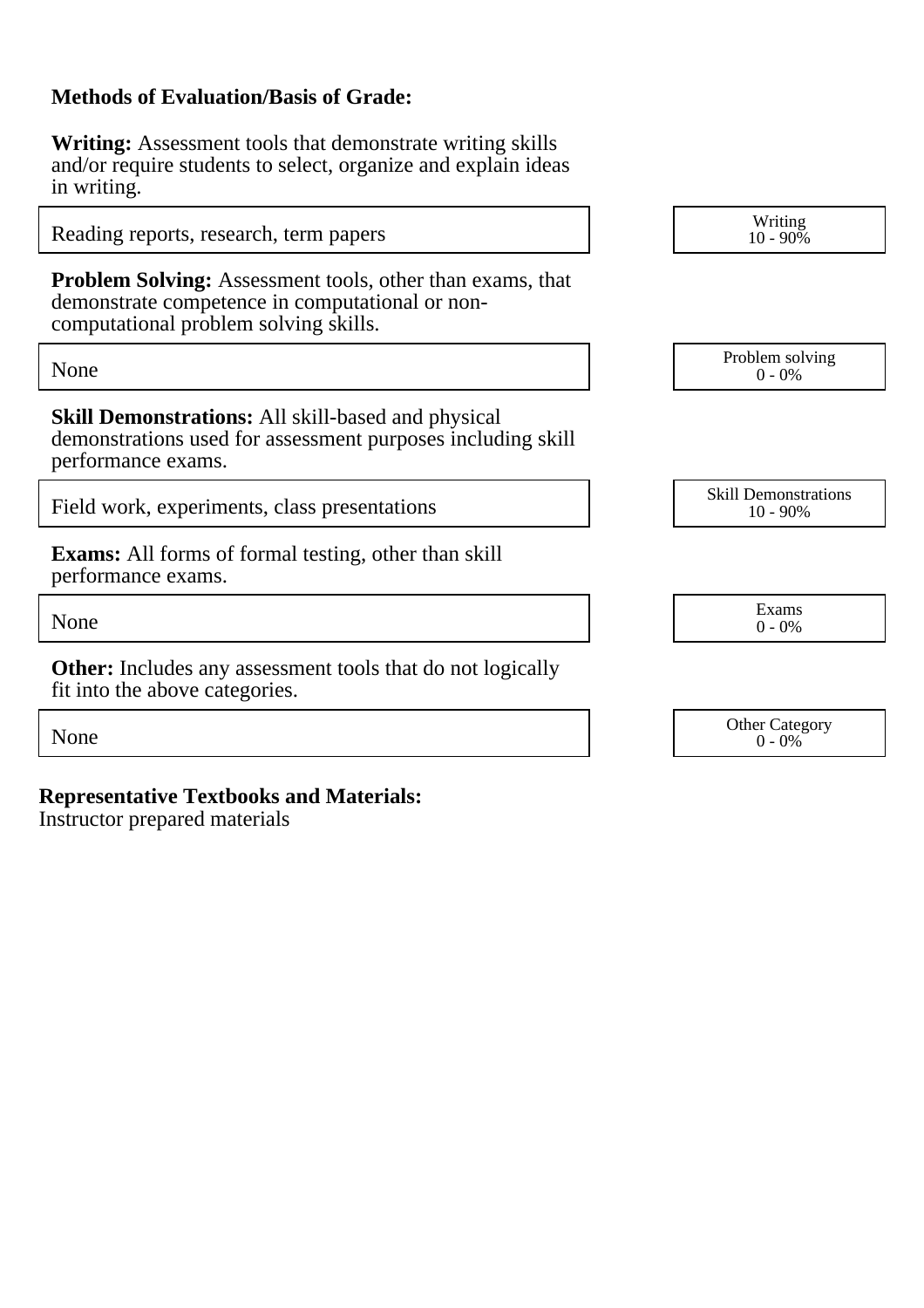**Methods of Evaluation/Basis of Grade:**

**Writing:** Assessment tools that demonstrate writing skills and/or require students to select, organize and explain ideas in writing.

| | |
|---|---|
| Reading reports, research, term papers | Writing<br>10 - 90% |

**Problem Solving:** Assessment tools, other than exams, that demonstrate competence in computational or non-computational problem solving skills.

| | |
|---|---|
| None | Problem solving<br>0 - 0% |

**Skill Demonstrations:** All skill-based and physical demonstrations used for assessment purposes including skill performance exams.

| | |
|---|---|
| Field work, experiments, class presentations | Skill Demonstrations<br>10 - 90% |

**Exams:** All forms of formal testing, other than skill performance exams.

| | |
|---|---|
| None | Exams<br>0 - 0% |

**Other:** Includes any assessment tools that do not logically fit into the above categories.

| | |
|---|---|
| None | Other Category<br>0 - 0% |

**Representative Textbooks and Materials:**
Instructor prepared materials